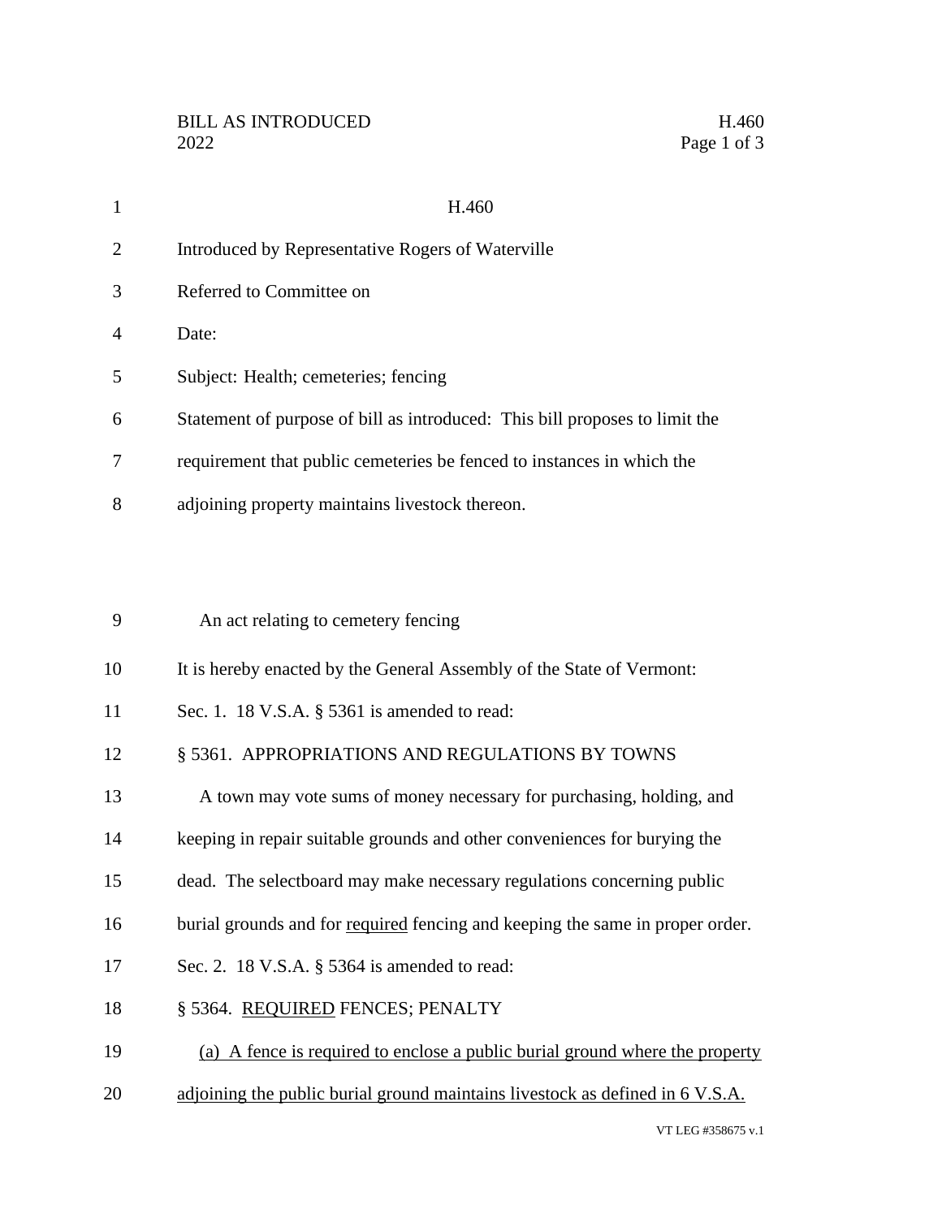H.460

Introduced by Representative Rogers of Waterville

Referred to Committee on

Date:

Subject: Health; cemeteries; fencing

Statement of purpose of bill as introduced: This bill proposes to limit the requirement that public cemeteries be fenced to instances in which the adjoining property maintains livestock thereon.

An act relating to cemetery fencing

It is hereby enacted by the General Assembly of the State of Vermont:

Sec. 1. 18 V.S.A. § 5361 is amended to read:

§ 5361. APPROPRIATIONS AND REGULATIONS BY TOWNS

A town may vote sums of money necessary for purchasing, holding, and keeping in repair suitable grounds and other conveniences for burying the dead. The selectboard may make necessary regulations concerning public burial grounds and for <u>required</u> fencing and keeping the same in proper order.

Sec. 2. 18 V.S.A. § 5364 is amended to read:

§ 5364. <u>REQUIRED</u> FENCES; PENALTY

<u>(a) A fence is required to enclose a public burial ground where the property adjoining the public burial ground maintains livestock as defined in 6 V.S.A.</u>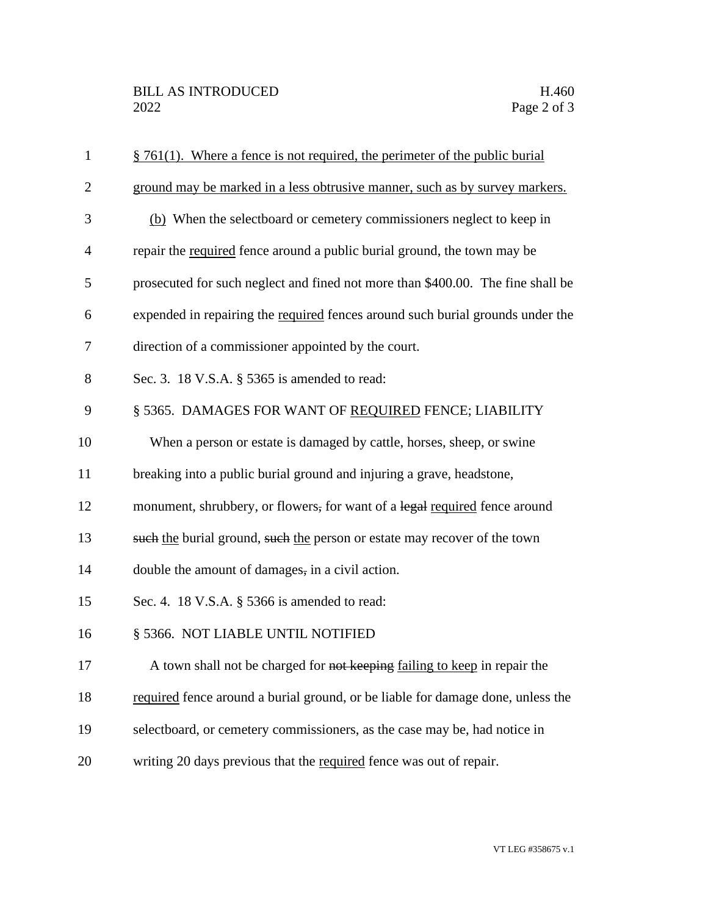§ 761(1). Where a fence is not required, the perimeter of the public burial ground may be marked in a less obtrusive manner, such as by survey markers.

(b) When the selectboard or cemetery commissioners neglect to keep in repair the required fence around a public burial ground, the town may be prosecuted for such neglect and fined not more than $400.00. The fine shall be expended in repairing the required fences around such burial grounds under the direction of a commissioner appointed by the court.

Sec. 3. 18 V.S.A. § 5365 is amended to read:

§ 5365. DAMAGES FOR WANT OF REQUIRED FENCE; LIABILITY

When a person or estate is damaged by cattle, horses, sheep, or swine breaking into a public burial ground and injuring a grave, headstone, monument, shrubbery, or flowers, for want of a ~~legal~~ required fence around ~~such~~ the burial ground, ~~such~~ the person or estate may recover of the town double the amount of damages, in a civil action.

Sec. 4. 18 V.S.A. § 5366 is amended to read:

§ 5366. NOT LIABLE UNTIL NOTIFIED

A town shall not be charged for ~~not keeping~~ failing to keep in repair the required fence around a burial ground, or be liable for damage done, unless the selectboard, or cemetery commissioners, as the case may be, had notice in writing 20 days previous that the required fence was out of repair.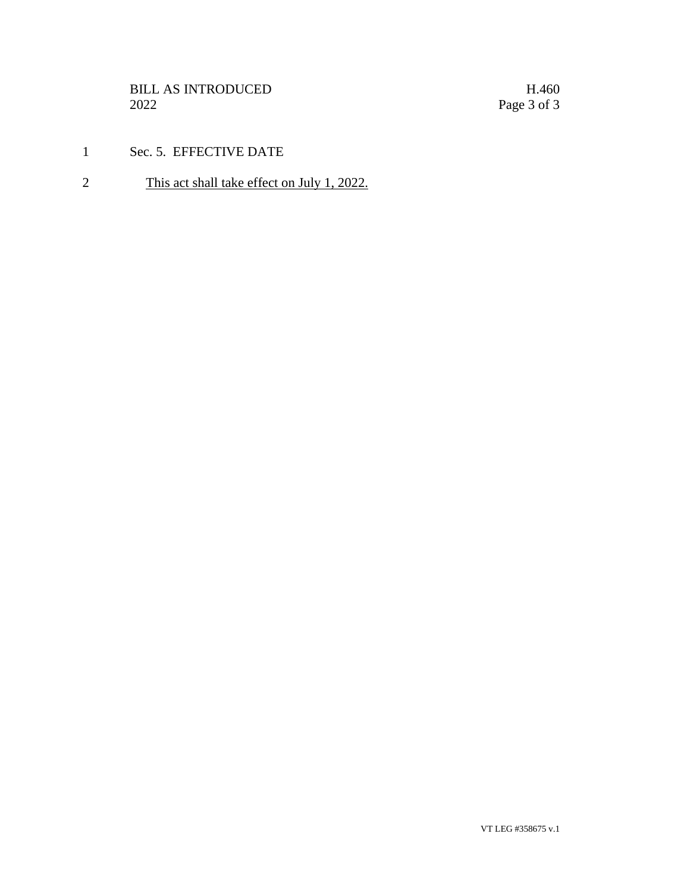Sec. 5. EFFECTIVE DATE

This act shall take effect on July 1, 2022.